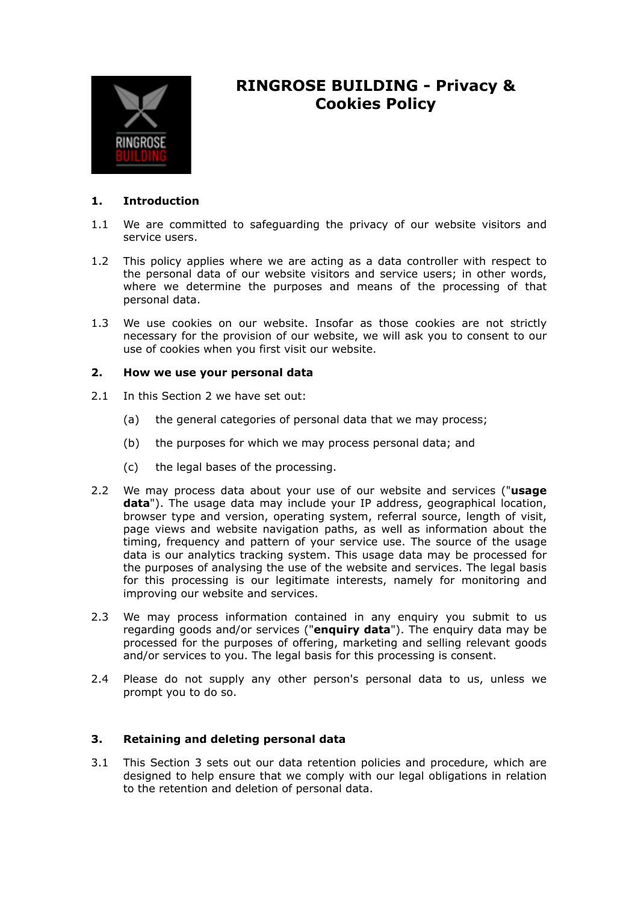# RINGROSE BUILDING - Privacy & Cookies Policy

## 1. Introduction

1.1 We are committed to safeguarding the privacy of our website visitors and service users.

1.2 This policy applies where we are acting as a data controller with respect to the personal data of our website visitors and service users; in other words, where we determine the purposes and means of the processing of that personal data.

1.3 We use cookies on our website. Insofar as those cookies are not strictly necessary for the provision of our website, we will ask you to consent to our use of cookies when you first visit our website.

## 2. How we use your personal data

2.1 In this Section 2 we have set out:

(a) the general categories of personal data that we may process;

(b) the purposes for which we may process personal data; and

(c) the legal bases of the processing.

2.2 We may process data about your use of our website and services ("**usage data**"). The usage data may include your IP address, geographical location, browser type and version, operating system, referral source, length of visit, page views and website navigation paths, as well as information about the timing, frequency and pattern of your service use. The source of the usage data is our analytics tracking system. This usage data may be processed for the purposes of analysing the use of the website and services. The legal basis for this processing is our legitimate interests, namely for monitoring and improving our website and services.

2.3 We may process information contained in any enquiry you submit to us regarding goods and/or services ("**enquiry data**"). The enquiry data may be processed for the purposes of offering, marketing and selling relevant goods and/or services to you. The legal basis for this processing is consent.

2.4 Please do not supply any other person's personal data to us, unless we prompt you to do so.

## 3. Retaining and deleting personal data

3.1 This Section 3 sets out our data retention policies and procedure, which are designed to help ensure that we comply with our legal obligations in relation to the retention and deletion of personal data.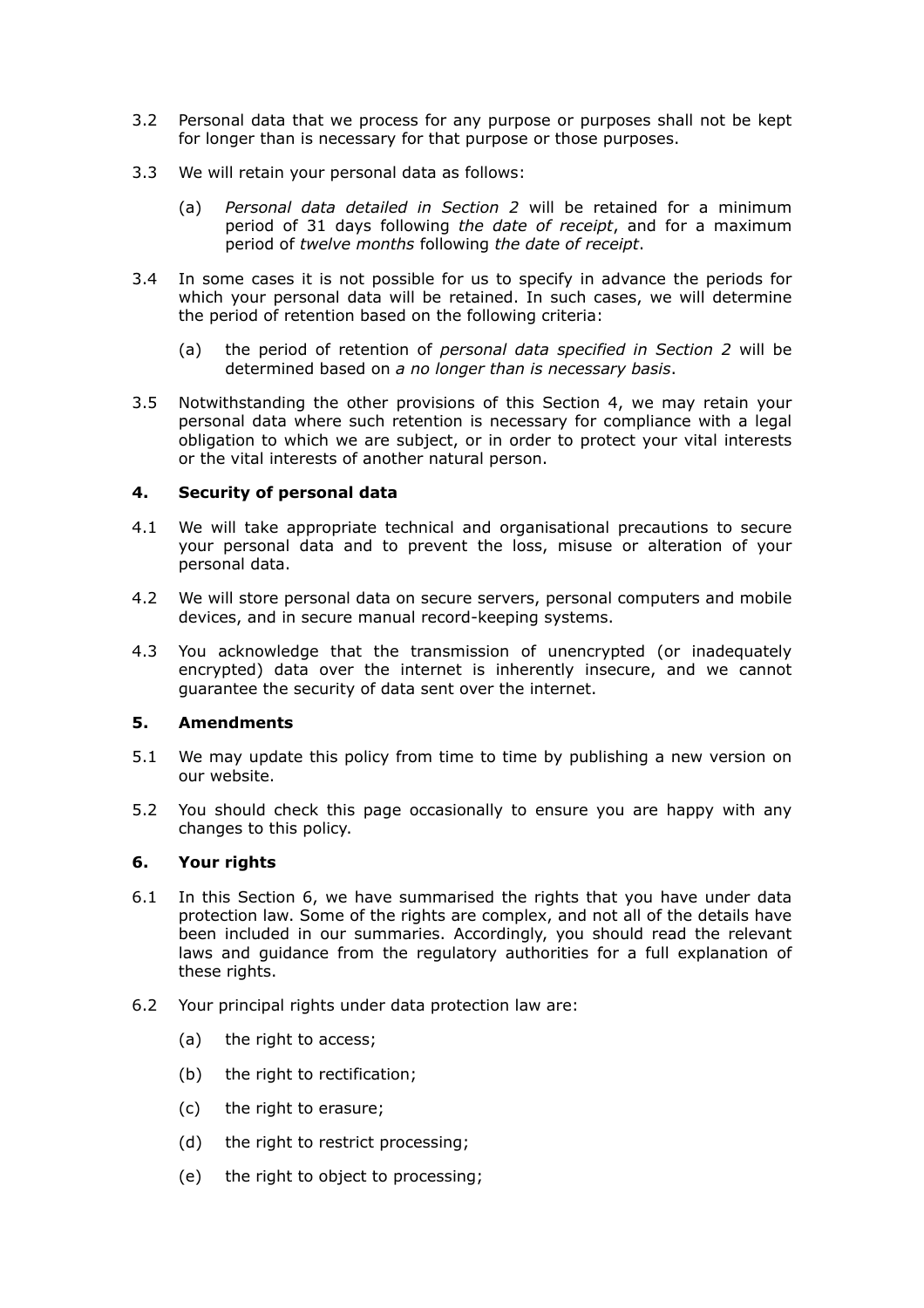3.2 Personal data that we process for any purpose or purposes shall not be kept for longer than is necessary for that purpose or those purposes.

3.3 We will retain your personal data as follows:

(a) *Personal data detailed in Section 2* will be retained for a minimum period of 31 days following *the date of receipt*, and for a maximum period of *twelve months* following *the date of receipt*.

3.4 In some cases it is not possible for us to specify in advance the periods for which your personal data will be retained. In such cases, we will determine the period of retention based on the following criteria:

(a) the period of retention of *personal data specified in Section 2* will be determined based on *a no longer than is necessary basis*.

3.5 Notwithstanding the other provisions of this Section 4, we may retain your personal data where such retention is necessary for compliance with a legal obligation to which we are subject, or in order to protect your vital interests or the vital interests of another natural person.

## 4. Security of personal data

4.1 We will take appropriate technical and organisational precautions to secure your personal data and to prevent the loss, misuse or alteration of your personal data.

4.2 We will store personal data on secure servers, personal computers and mobile devices, and in secure manual record-keeping systems.

4.3 You acknowledge that the transmission of unencrypted (or inadequately encrypted) data over the internet is inherently insecure, and we cannot guarantee the security of data sent over the internet.

## 5. Amendments

5.1 We may update this policy from time to time by publishing a new version on our website.

5.2 You should check this page occasionally to ensure you are happy with any changes to this policy.

## 6. Your rights

6.1 In this Section 6, we have summarised the rights that you have under data protection law. Some of the rights are complex, and not all of the details have been included in our summaries. Accordingly, you should read the relevant laws and guidance from the regulatory authorities for a full explanation of these rights.

6.2 Your principal rights under data protection law are:

(a) the right to access;

(b) the right to rectification;

(c) the right to erasure;

(d) the right to restrict processing;

(e) the right to object to processing;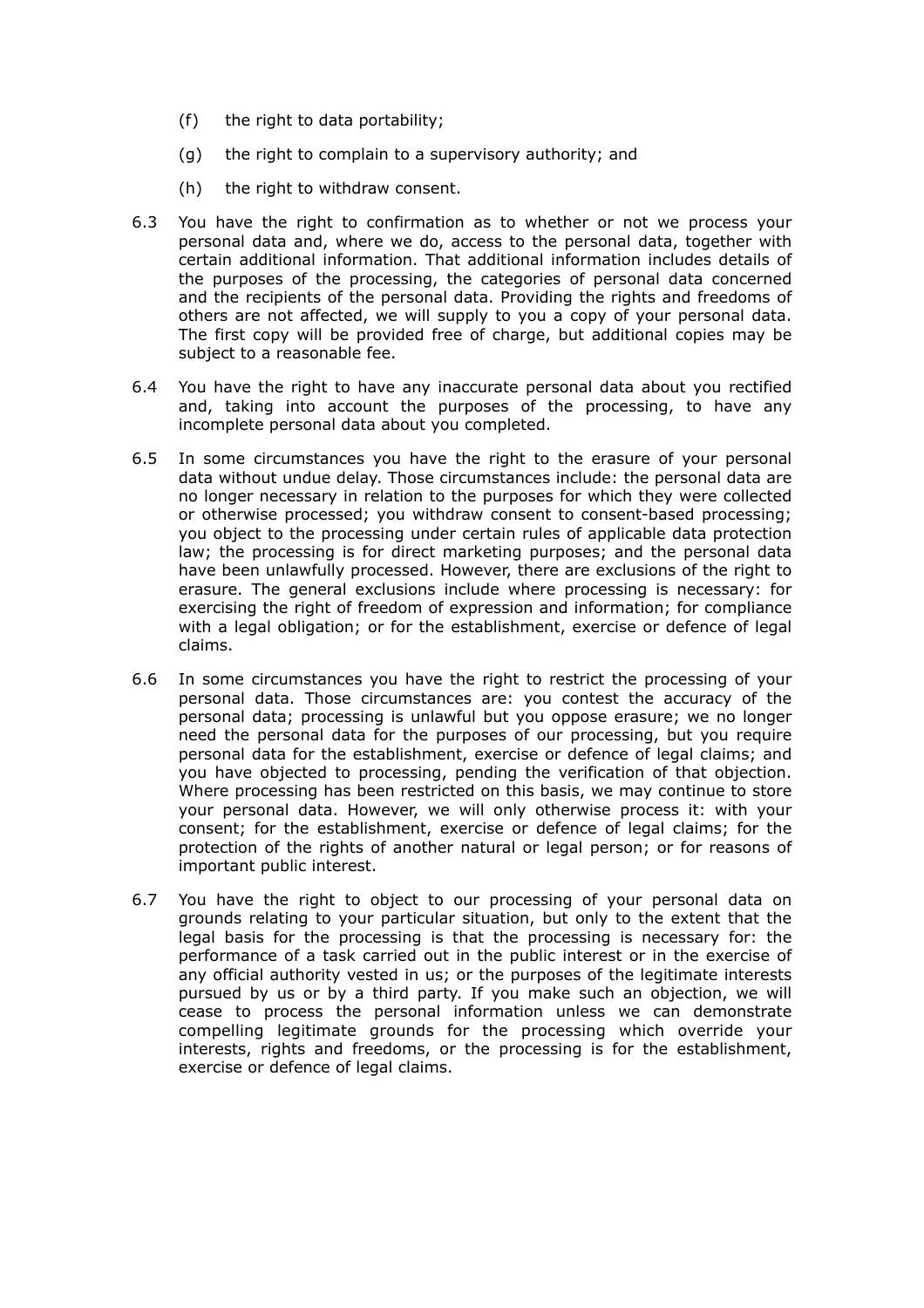(f) the right to data portability;

(g) the right to complain to a supervisory authority; and

(h) the right to withdraw consent.

6.3 You have the right to confirmation as to whether or not we process your personal data and, where we do, access to the personal data, together with certain additional information. That additional information includes details of the purposes of the processing, the categories of personal data concerned and the recipients of the personal data. Providing the rights and freedoms of others are not affected, we will supply to you a copy of your personal data. The first copy will be provided free of charge, but additional copies may be subject to a reasonable fee.

6.4 You have the right to have any inaccurate personal data about you rectified and, taking into account the purposes of the processing, to have any incomplete personal data about you completed.

6.5 In some circumstances you have the right to the erasure of your personal data without undue delay. Those circumstances include: the personal data are no longer necessary in relation to the purposes for which they were collected or otherwise processed; you withdraw consent to consent-based processing; you object to the processing under certain rules of applicable data protection law; the processing is for direct marketing purposes; and the personal data have been unlawfully processed. However, there are exclusions of the right to erasure. The general exclusions include where processing is necessary: for exercising the right of freedom of expression and information; for compliance with a legal obligation; or for the establishment, exercise or defence of legal claims.

6.6 In some circumstances you have the right to restrict the processing of your personal data. Those circumstances are: you contest the accuracy of the personal data; processing is unlawful but you oppose erasure; we no longer need the personal data for the purposes of our processing, but you require personal data for the establishment, exercise or defence of legal claims; and you have objected to processing, pending the verification of that objection. Where processing has been restricted on this basis, we may continue to store your personal data. However, we will only otherwise process it: with your consent; for the establishment, exercise or defence of legal claims; for the protection of the rights of another natural or legal person; or for reasons of important public interest.

6.7 You have the right to object to our processing of your personal data on grounds relating to your particular situation, but only to the extent that the legal basis for the processing is that the processing is necessary for: the performance of a task carried out in the public interest or in the exercise of any official authority vested in us; or the purposes of the legitimate interests pursued by us or by a third party. If you make such an objection, we will cease to process the personal information unless we can demonstrate compelling legitimate grounds for the processing which override your interests, rights and freedoms, or the processing is for the establishment, exercise or defence of legal claims.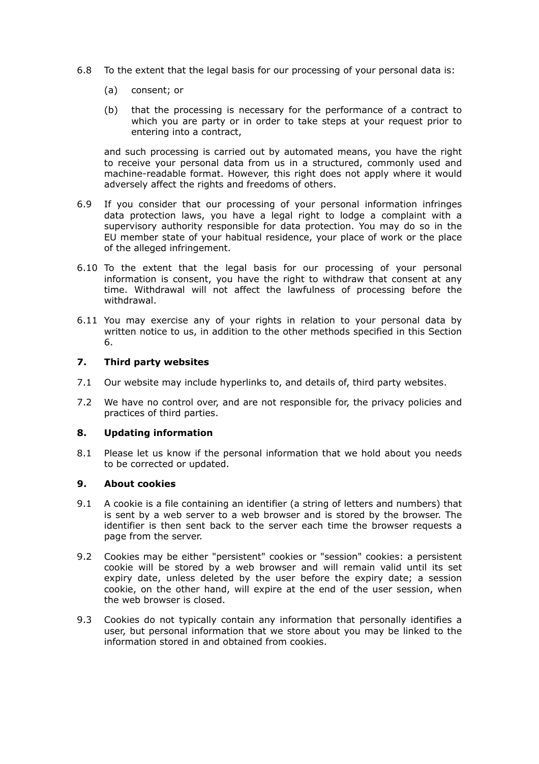6.8 To the extent that the legal basis for our processing of your personal data is:

(a) consent; or

(b) that the processing is necessary for the performance of a contract to which you are party or in order to take steps at your request prior to entering into a contract,

and such processing is carried out by automated means, you have the right to receive your personal data from us in a structured, commonly used and machine-readable format. However, this right does not apply where it would adversely affect the rights and freedoms of others.

6.9 If you consider that our processing of your personal information infringes data protection laws, you have a legal right to lodge a complaint with a supervisory authority responsible for data protection. You may do so in the EU member state of your habitual residence, your place of work or the place of the alleged infringement.

6.10 To the extent that the legal basis for our processing of your personal information is consent, you have the right to withdraw that consent at any time. Withdrawal will not affect the lawfulness of processing before the withdrawal.

6.11 You may exercise any of your rights in relation to your personal data by written notice to us, in addition to the other methods specified in this Section 6.

## 7. Third party websites

7.1 Our website may include hyperlinks to, and details of, third party websites.

7.2 We have no control over, and are not responsible for, the privacy policies and practices of third parties.

## 8. Updating information

8.1 Please let us know if the personal information that we hold about you needs to be corrected or updated.

## 9. About cookies

9.1 A cookie is a file containing an identifier (a string of letters and numbers) that is sent by a web server to a web browser and is stored by the browser. The identifier is then sent back to the server each time the browser requests a page from the server.

9.2 Cookies may be either "persistent" cookies or "session" cookies: a persistent cookie will be stored by a web browser and will remain valid until its set expiry date, unless deleted by the user before the expiry date; a session cookie, on the other hand, will expire at the end of the user session, when the web browser is closed.

9.3 Cookies do not typically contain any information that personally identifies a user, but personal information that we store about you may be linked to the information stored in and obtained from cookies.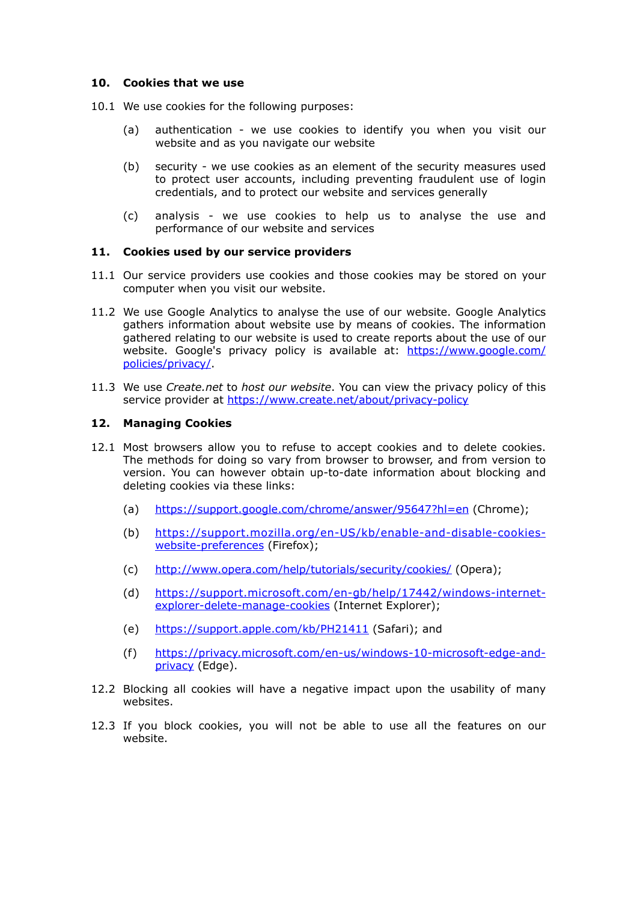## 10. Cookies that we use

10.1 We use cookies for the following purposes:

(a) authentication - we use cookies to identify you when you visit our website and as you navigate our website

(b) security - we use cookies as an element of the security measures used to protect user accounts, including preventing fraudulent use of login credentials, and to protect our website and services generally

(c) analysis - we use cookies to help us to analyse the use and performance of our website and services

## 11. Cookies used by our service providers

11.1 Our service providers use cookies and those cookies may be stored on your computer when you visit our website.

11.2 We use Google Analytics to analyse the use of our website. Google Analytics gathers information about website use by means of cookies. The information gathered relating to our website is used to create reports about the use of our website. Google's privacy policy is available at: [https://www.google.com/policies/privacy/](https://www.google.com/policies/privacy/).

11.3 We use *Create.net* to *host our website*. You can view the privacy policy of this service provider at [https://www.create.net/about/privacy-policy](https://www.create.net/about/privacy-policy)

## 12. Managing Cookies

12.1 Most browsers allow you to refuse to accept cookies and to delete cookies. The methods for doing so vary from browser to browser, and from version to version. You can however obtain up-to-date information about blocking and deleting cookies via these links:

(a) [https://support.google.com/chrome/answer/95647?hl=en](https://support.google.com/chrome/answer/95647?hl=en) (Chrome);

(b) [https://support.mozilla.org/en-US/kb/enable-and-disable-cookies-website-preferences](https://support.mozilla.org/en-US/kb/enable-and-disable-cookies-website-preferences) (Firefox);

(c) [http://www.opera.com/help/tutorials/security/cookies/](http://www.opera.com/help/tutorials/security/cookies/) (Opera);

(d) [https://support.microsoft.com/en-gb/help/17442/windows-internet-explorer-delete-manage-cookies](https://support.microsoft.com/en-gb/help/17442/windows-internet-explorer-delete-manage-cookies) (Internet Explorer);

(e) [https://support.apple.com/kb/PH21411](https://support.apple.com/kb/PH21411) (Safari); and

(f) [https://privacy.microsoft.com/en-us/windows-10-microsoft-edge-and-privacy](https://privacy.microsoft.com/en-us/windows-10-microsoft-edge-and-privacy) (Edge).

12.2 Blocking all cookies will have a negative impact upon the usability of many websites.

12.3 If you block cookies, you will not be able to use all the features on our website.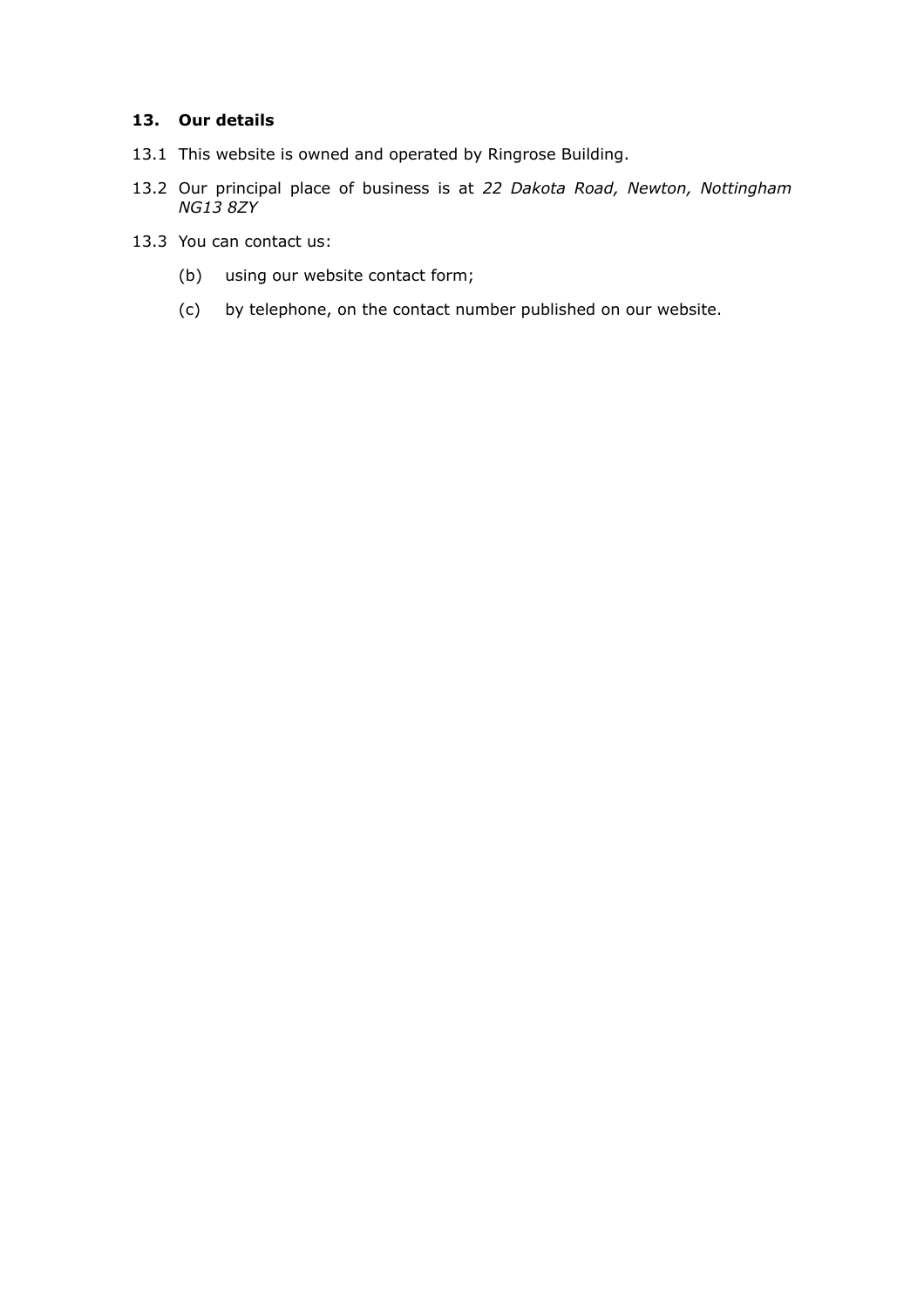## 13. Our details

13.1 This website is owned and operated by Ringrose Building.

13.2 Our principal place of business is at *22 Dakota Road, Newton, Nottingham NG13 8ZY*

13.3 You can contact us:

(b) using our website contact form;

(c) by telephone, on the contact number published on our website.